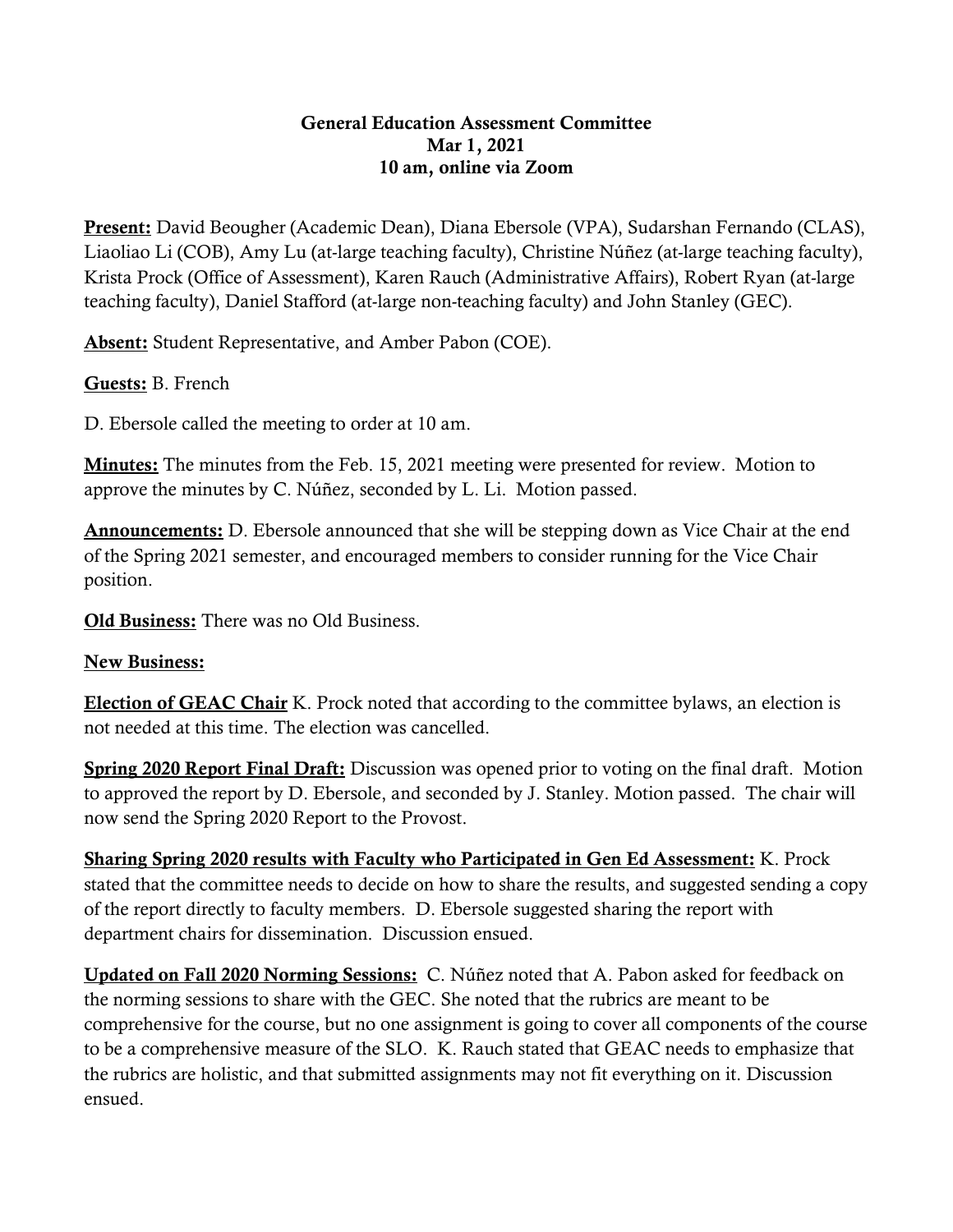# General Education Assessment Committee
## Mar 1, 2021
## 10 am, online via Zoom

**Present:** David Beougher (Academic Dean), Diana Ebersole (VPA), Sudarshan Fernando (CLAS), Liaoliao Li (COB), Amy Lu (at-large teaching faculty), Christine Núñez (at-large teaching faculty), Krista Prock (Office of Assessment), Karen Rauch (Administrative Affairs), Robert Ryan (at-large teaching faculty), Daniel Stafford (at-large non-teaching faculty) and John Stanley (GEC).

**Absent:** Student Representative, and Amber Pabon (COE).

**Guests:** B. French

D. Ebersole called the meeting to order at 10 am.

**Minutes:** The minutes from the Feb. 15, 2021 meeting were presented for review. Motion to approve the minutes by C. Núñez, seconded by L. Li. Motion passed.

**Announcements:** D. Ebersole announced that she will be stepping down as Vice Chair at the end of the Spring 2021 semester, and encouraged members to consider running for the Vice Chair position.

**Old Business:** There was no Old Business.

**New Business:**

**Election of GEAC Chair** K. Prock noted that according to the committee bylaws, an election is not needed at this time. The election was cancelled.

**Spring 2020 Report Final Draft:** Discussion was opened prior to voting on the final draft. Motion to approved the report by D. Ebersole, and seconded by J. Stanley. Motion passed. The chair will now send the Spring 2020 Report to the Provost.

**Sharing Spring 2020 results with Faculty who Participated in Gen Ed Assessment:** K. Prock stated that the committee needs to decide on how to share the results, and suggested sending a copy of the report directly to faculty members. D. Ebersole suggested sharing the report with department chairs for dissemination. Discussion ensued.

**Updated on Fall 2020 Norming Sessions:** C. Núñez noted that A. Pabon asked for feedback on the norming sessions to share with the GEC. She noted that the rubrics are meant to be comprehensive for the course, but no one assignment is going to cover all components of the course to be a comprehensive measure of the SLO. K. Rauch stated that GEAC needs to emphasize that the rubrics are holistic, and that submitted assignments may not fit everything on it. Discussion ensued.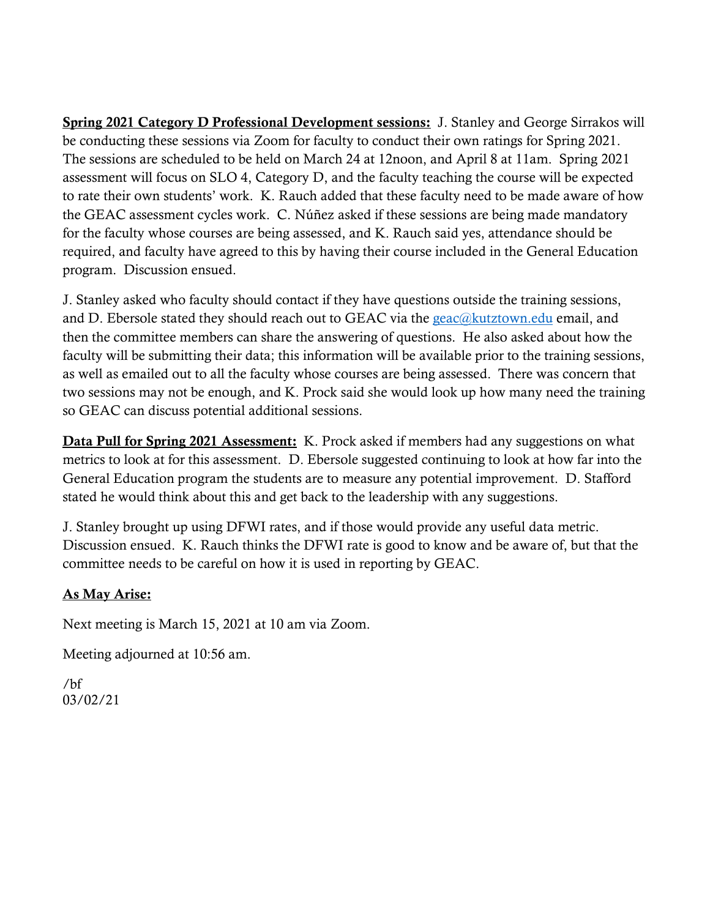**Spring 2021 Category D Professional Development sessions:** J. Stanley and George Sirrakos will be conducting these sessions via Zoom for faculty to conduct their own ratings for Spring 2021. The sessions are scheduled to be held on March 24 at 12noon, and April 8 at 11am. Spring 2021 assessment will focus on SLO 4, Category D, and the faculty teaching the course will be expected to rate their own students' work. K. Rauch added that these faculty need to be made aware of how the GEAC assessment cycles work. C. Núñez asked if these sessions are being made mandatory for the faculty whose courses are being assessed, and K. Rauch said yes, attendance should be required, and faculty have agreed to this by having their course included in the General Education program. Discussion ensued.

J. Stanley asked who faculty should contact if they have questions outside the training sessions, and D. Ebersole stated they should reach out to GEAC via the geac@kutztown.edu email, and then the committee members can share the answering of questions. He also asked about how the faculty will be submitting their data; this information will be available prior to the training sessions, as well as emailed out to all the faculty whose courses are being assessed. There was concern that two sessions may not be enough, and K. Prock said she would look up how many need the training so GEAC can discuss potential additional sessions.

**Data Pull for Spring 2021 Assessment:** K. Prock asked if members had any suggestions on what metrics to look at for this assessment. D. Ebersole suggested continuing to look at how far into the General Education program the students are to measure any potential improvement. D. Stafford stated he would think about this and get back to the leadership with any suggestions.

J. Stanley brought up using DFWI rates, and if those would provide any useful data metric. Discussion ensued. K. Rauch thinks the DFWI rate is good to know and be aware of, but that the committee needs to be careful on how it is used in reporting by GEAC.

**As May Arise:**

Next meeting is March 15, 2021 at 10 am via Zoom.

Meeting adjourned at 10:56 am.

/bf
03/02/21